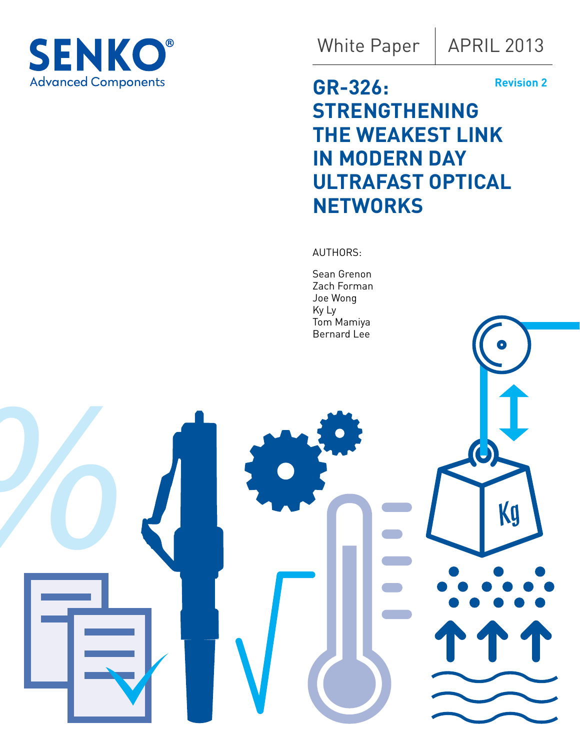SENKO®
Advanced Components

White Paper | APRIL 2013

Revision 2

# GR-326: STRENGTHENING THE WEAKEST LINK IN MODERN DAY ULTRAFAST OPTICAL NETWORKS

AUTHORS:

Sean Grenon
Zach Forman
Joe Wong
Ky Ly
Tom Mamiya
Bernard Lee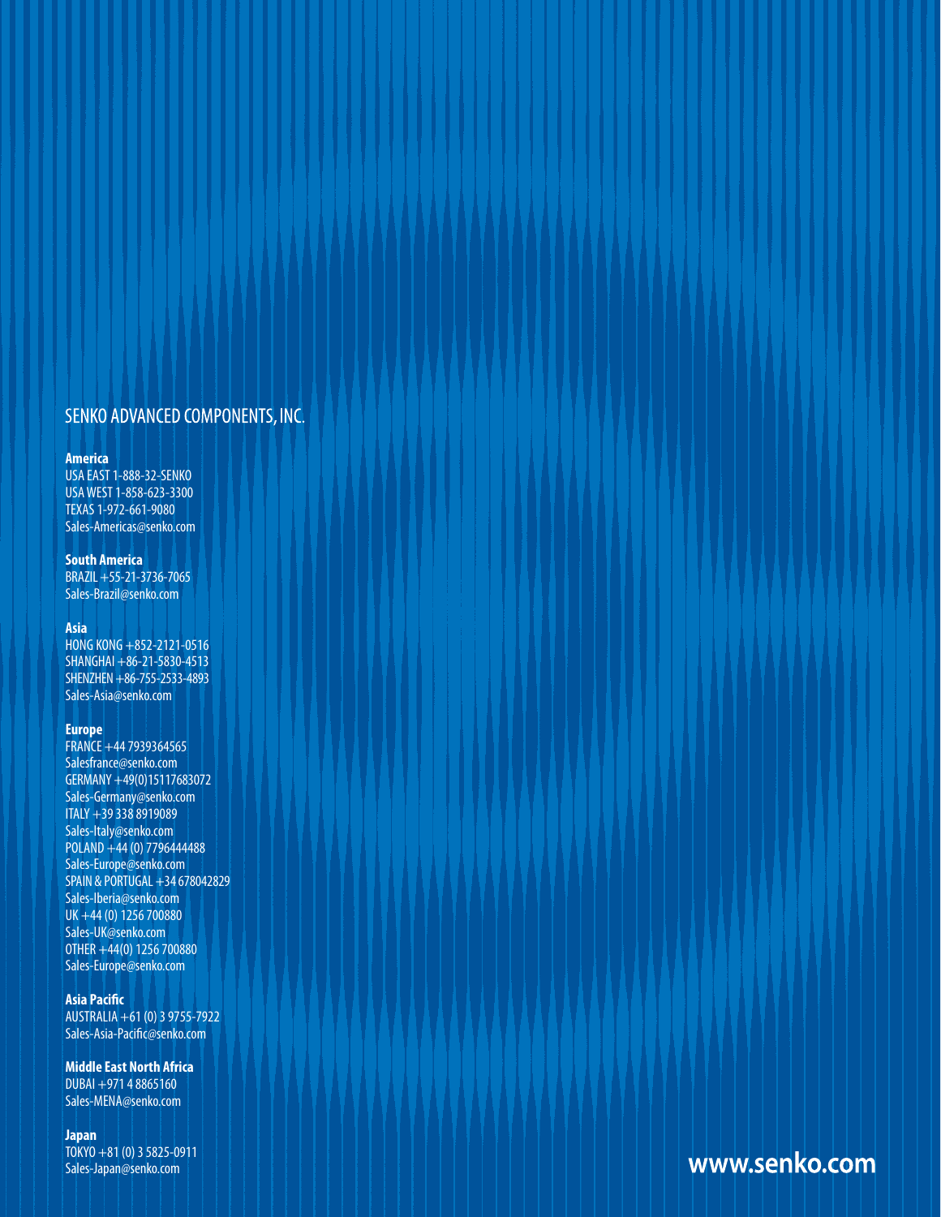# SENKO ADVANCED COMPONENTS, INC.

**America**
USA EAST 1-888-32-SENKO
USA WEST 1-858-623-3300
TEXAS 1-972-661-9080
Sales-Americas@senko.com

**South America**
BRAZIL +55-21-3736-7065
Sales-Brazil@senko.com

**Asia**
HONG KONG +852-2121-0516
SHANGHAI +86-21-5830-4513
SHENZHEN +86-755-2533-4893
Sales-Asia@senko.com

**Europe**
FRANCE +44 7939364565
Salesfrance@senko.com
GERMANY +49(0)15117683072
Sales-Germany@senko.com
ITALY +39 338 8919089
Sales-Italy@senko.com
POLAND +44 (0) 7796444488
Sales-Europe@senko.com
SPAIN & PORTUGAL +34 678042829
Sales-Iberia@senko.com
UK +44 (0) 1256 700880
Sales-UK@senko.com
OTHER +44(0) 1256 700880
Sales-Europe@senko.com

**Asia Pacific**
AUSTRALIA +61 (0) 3 9755-7922
Sales-Asia-Pacific@senko.com

**Middle East North Africa**
DUBAI +971 4 8865160
Sales-MENA@senko.com

**Japan**
TOKYO +81 (0) 3 5825-0911
Sales-Japan@senko.com

**www.senko.com**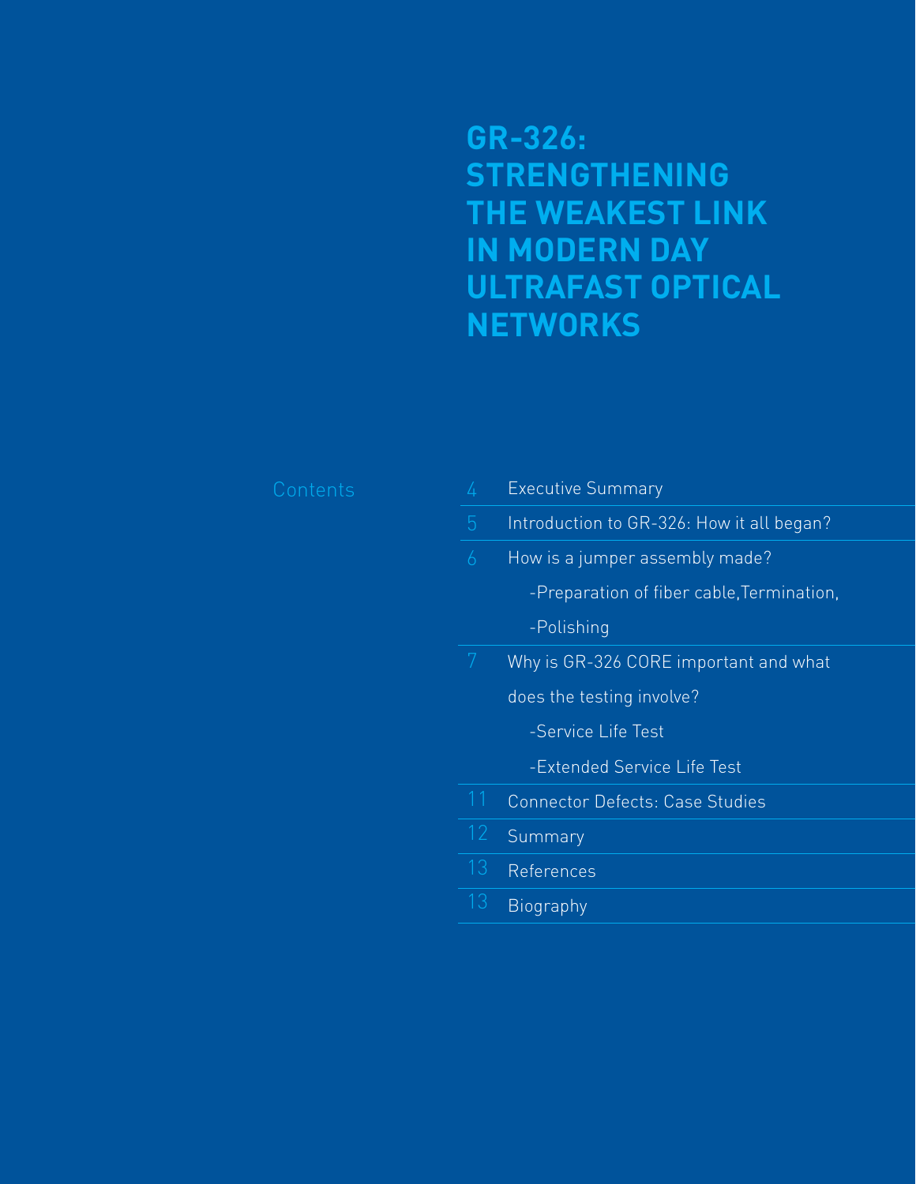# GR-326: STRENGTHENING THE WEAKEST LINK IN MODERN DAY ULTRAFAST OPTICAL NETWORKS

## Contents

| | |
|---|---|
| 4 | Executive Summary |
| 5 | Introduction to GR-326: How it all began? |
| 6 | How is a jumper assembly made? |
| | -Preparation of fiber cable,Termination, |
| | -Polishing |
| 7 | Why is GR-326 CORE important and what does the testing involve? |
| | -Service Life Test |
| | -Extended Service Life Test |
| 11 | Connector Defects: Case Studies |
| 12 | Summary |
| 13 | References |
| 13 | Biography |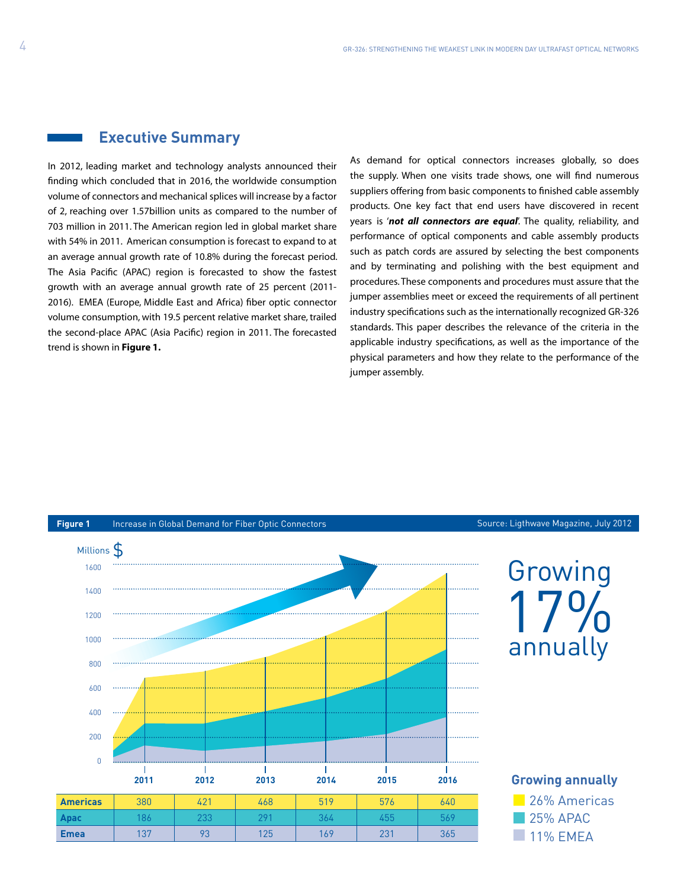## Executive Summary

In 2012, leading market and technology analysts announced their finding which concluded that in 2016, the worldwide consumption volume of connectors and mechanical splices will increase by a factor of 2, reaching over 1.57billion units as compared to the number of 703 million in 2011. The American region led in global market share with 54% in 2011. American consumption is forecast to expand to at an average annual growth rate of 10.8% during the forecast period. The Asia Pacific (APAC) region is forecasted to show the fastest growth with an average annual growth rate of 25 percent (2011-2016). EMEA (Europe, Middle East and Africa) fiber optic connector volume consumption, with 19.5 percent relative market share, trailed the second-place APAC (Asia Pacific) region in 2011. The forecasted trend is shown in **Figure 1.**

As demand for optical connectors increases globally, so does the supply. When one visits trade shows, one will find numerous suppliers offering from basic components to finished cable assembly products. One key fact that end users have discovered in recent years is '***not all connectors are equal***'. The quality, reliability, and performance of optical components and cable assembly products such as patch cords are assured by selecting the best components and by terminating and polishing with the best equipment and procedures. These components and procedures must assure that the jumper assemblies meet or exceed the requirements of all pertinent industry specifications such as the internationally recognized GR-326 standards. This paper describes the relevance of the criteria in the applicable industry specifications, as well as the importance of the physical parameters and how they relate to the performance of the jumper assembly.

**Figure 1** Increase in Global Demand for Fiber Optic Connectors — Source: Ligthwave Magazine, July 2012

Millions $

Growing 17% annually

| | 2011 | 2012 | 2013 | 2014 | 2015 | 2016 |
|---|---|---|---|---|---|---|
| **Americas** | 380 | 421 | 468 | 519 | 576 | 640 |
| **Apac** | 186 | 233 | 291 | 364 | 455 | 569 |
| **Emea** | 137 | 93 | 125 | 169 | 231 | 365 |

**Growing annually**

- 26% Americas
- 25% APAC
- 11% EMEA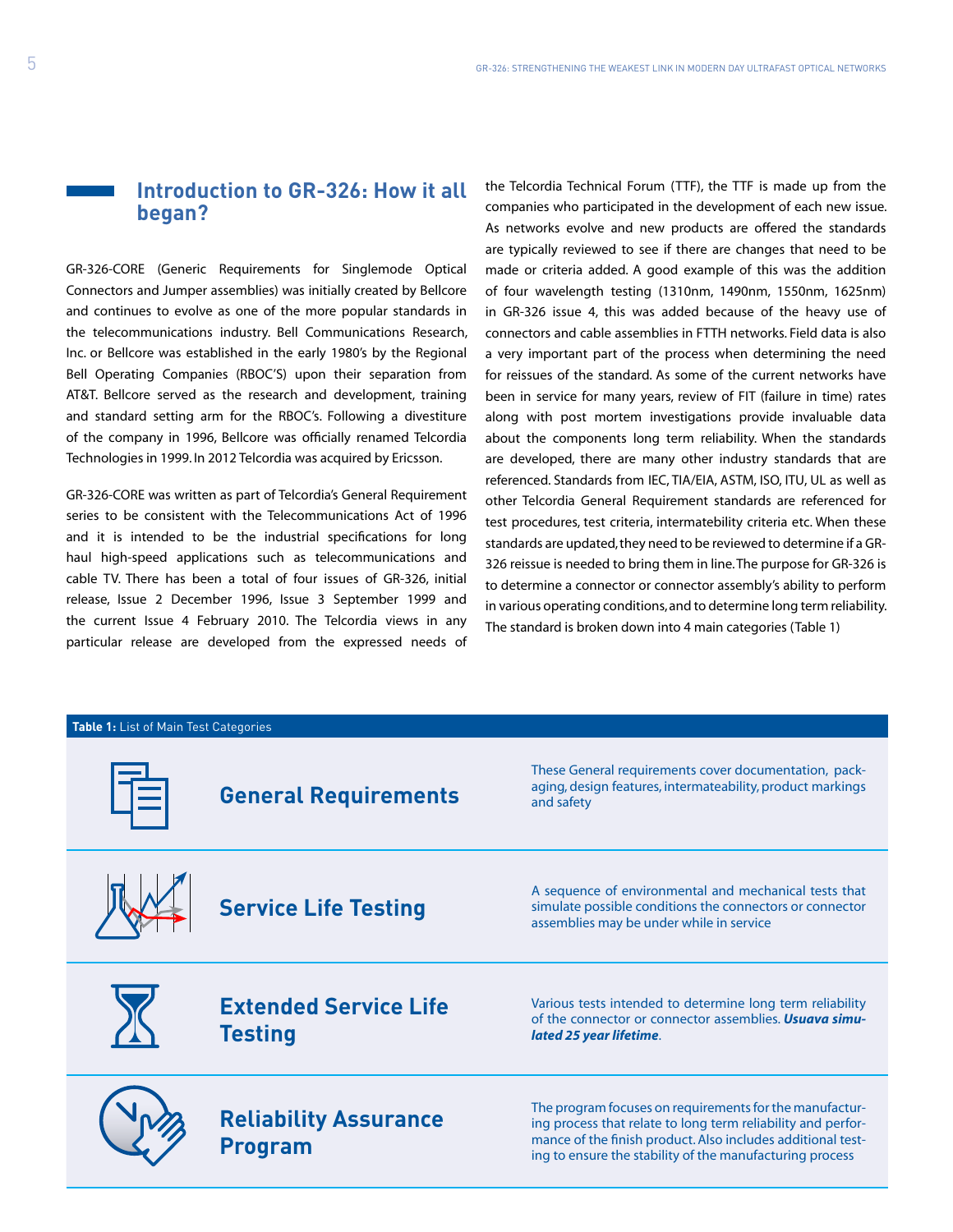## Introduction to GR-326: How it all began?

GR-326-CORE (Generic Requirements for Singlemode Optical Connectors and Jumper assemblies) was initially created by Bellcore and continues to evolve as one of the more popular standards in the telecommunications industry. Bell Communications Research, Inc. or Bellcore was established in the early 1980's by the Regional Bell Operating Companies (RBOC'S) upon their separation from AT&T. Bellcore served as the research and development, training and standard setting arm for the RBOC's. Following a divestiture of the company in 1996, Bellcore was officially renamed Telcordia Technologies in 1999. In 2012 Telcordia was acquired by Ericsson.

GR-326-CORE was written as part of Telcordia's General Requirement series to be consistent with the Telecommunications Act of 1996 and it is intended to be the industrial specifications for long haul high-speed applications such as telecommunications and cable TV. There has been a total of four issues of GR-326, initial release, Issue 2 December 1996, Issue 3 September 1999 and the current Issue 4 February 2010. The Telcordia views in any particular release are developed from the expressed needs of the Telcordia Technical Forum (TTF), the TTF is made up from the companies who participated in the development of each new issue. As networks evolve and new products are offered the standards are typically reviewed to see if there are changes that need to be made or criteria added. A good example of this was the addition of four wavelength testing (1310nm, 1490nm, 1550nm, 1625nm) in GR-326 issue 4, this was added because of the heavy use of connectors and cable assemblies in FTTH networks. Field data is also a very important part of the process when determining the need for reissues of the standard. As some of the current networks have been in service for many years, review of FIT (failure in time) rates along with post mortem investigations provide invaluable data about the components long term reliability. When the standards are developed, there are many other industry standards that are referenced. Standards from IEC, TIA/EIA, ASTM, ISO, ITU, UL as well as other Telcordia General Requirement standards are referenced for test procedures, test criteria, intermatebility criteria etc. When these standards are updated, they need to be reviewed to determine if a GR-326 reissue is needed to bring them in line. The purpose for GR-326 is to determine a connector or connector assembly's ability to perform in various operating conditions, and to determine long term reliability. The standard is broken down into 4 main categories (Table 1)

**Table 1:** List of Main Test Categories

| Category | Description |
|---|---|
| **General Requirements** | These General requirements cover documentation, packaging, design features, intermateability, product markings and safety |
| **Service Life Testing** | A sequence of environmental and mechanical tests that simulate possible conditions the connectors or connector assemblies may be under while in service |
| **Extended Service Life Testing** | Various tests intended to determine long term reliability of the connector or connector assemblies. ***Usuava simulated 25 year lifetime***. |
| **Reliability Assurance Program** | The program focuses on requirements for the manufacturing process that relate to long term reliability and performance of the finish product. Also includes additional testing to ensure the stability of the manufacturing process |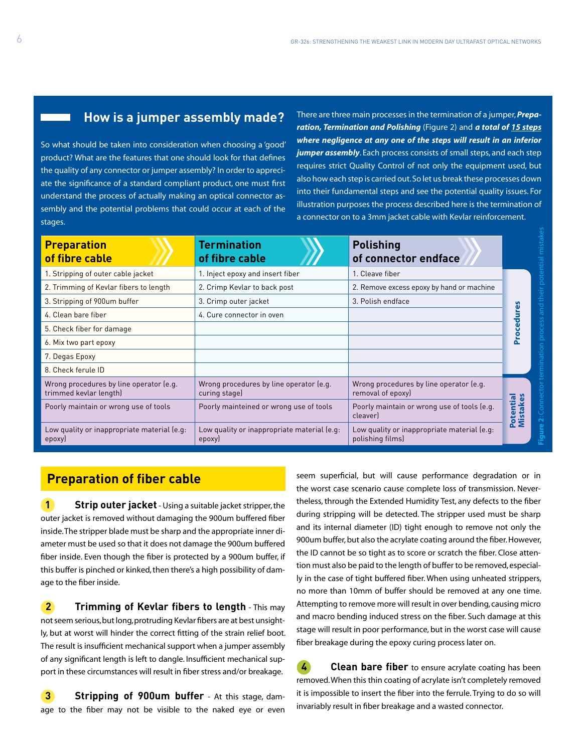## How is a jumper assembly made?

So what should be taken into consideration when choosing a 'good' product? What are the features that one should look for that defines the quality of any connector or jumper assembly? In order to appreciate the significance of a standard compliant product, one must first understand the process of actually making an optical connector assembly and the potential problems that could occur at each of the stages.

There are three main processes in the termination of a jumper, ***Preparation, Termination and Polishing*** (Figure 2) and ***a total of 15 steps where negligence at any one of the steps will result in an inferior jumper assembly***. Each process consists of small steps, and each step requires strict Quality Control of not only the equipment used, but also how each step is carried out. So let us break these processes down into their fundamental steps and see the potential quality issues. For illustration purposes the process described here is the termination of a connector on to a 3mm jacket cable with Kevlar reinforcement.

| | Preparation of fibre cable | Termination of fibre cable | Polishing of connector endface |
|---|---|---|---|
| Procedures | 1. Stripping of outer cable jacket | 1. Inject epoxy and insert fiber | 1. Cleave fiber |
| | 2. Trimming of Kevlar fibers to length | 2. Crimp Kevlar to back post | 2. Remove excess epoxy by hand or machine |
| | 3. Stripping of 900um buffer | 3. Crimp outer jacket | 3. Polish endface |
| | 4. Clean bare fiber | 4. Cure connector in oven | |
| | 5. Check fiber for damage | | |
| | 6. Mix two part epoxy | | |
| | 7. Degas Epoxy | | |
| | 8. Check ferule ID | | |
| Potential Mistakes | Wrong procedures by line operator (e.g. trimmed kevlar length) | Wrong procedures by line operator (e.g. curing stage) | Wrong procedures by line operator (e.g. removal of epoxy) |
| | Poorly maintain or wrong use of tools | Poorly mainteined or wrong use of tools | Poorly maintain or wrong use of tools (e.g. cleaver) |
| | Low quality or inappropriate material (e.g: epoxy) | Low quality or inappropriate material (e.g: epoxy) | Low quality or inappropriate material (e.g: polishing films) |

**Figure 2**: Connector termination process and their potential mistakes

## Preparation of fiber cable

**1 Strip outer jacket** - Using a suitable jacket stripper, the outer jacket is removed without damaging the 900um buffered fiber inside. The stripper blade must be sharp and the appropriate inner diameter must be used so that it does not damage the 900um buffered fiber inside. Even though the fiber is protected by a 900um buffer, if this buffer is pinched or kinked, then there's a high possibility of damage to the fiber inside.

**2 Trimming of Kevlar fibers to length** - This may not seem serious, but long, protruding Kevlar fibers are at best unsightly, but at worst will hinder the correct fitting of the strain relief boot. The result is insufficient mechanical support when a jumper assembly of any significant length is left to dangle. Insufficient mechanical support in these circumstances will result in fiber stress and/or breakage.

**3 Stripping of 900um buffer** - At this stage, damage to the fiber may not be visible to the naked eye or even seem superficial, but will cause performance degradation or in the worst case scenario cause complete loss of transmission. Nevertheless, through the Extended Humidity Test, any defects to the fiber during stripping will be detected. The stripper used must be sharp and its internal diameter (ID) tight enough to remove not only the 900um buffer, but also the acrylate coating around the fiber. However, the ID cannot be so tight as to score or scratch the fiber. Close attention must also be paid to the length of buffer to be removed, especially in the case of tight buffered fiber. When using unheated strippers, no more than 10mm of buffer should be removed at any one time. Attempting to remove more will result in over bending, causing micro and macro bending induced stress on the fiber. Such damage at this stage will result in poor performance, but in the worst case will cause fiber breakage during the epoxy curing process later on.

**4 Clean bare fiber** to ensure acrylate coating has been removed. When this thin coating of acrylate isn't completely removed it is impossible to insert the fiber into the ferrule. Trying to do so will invariably result in fiber breakage and a wasted connector.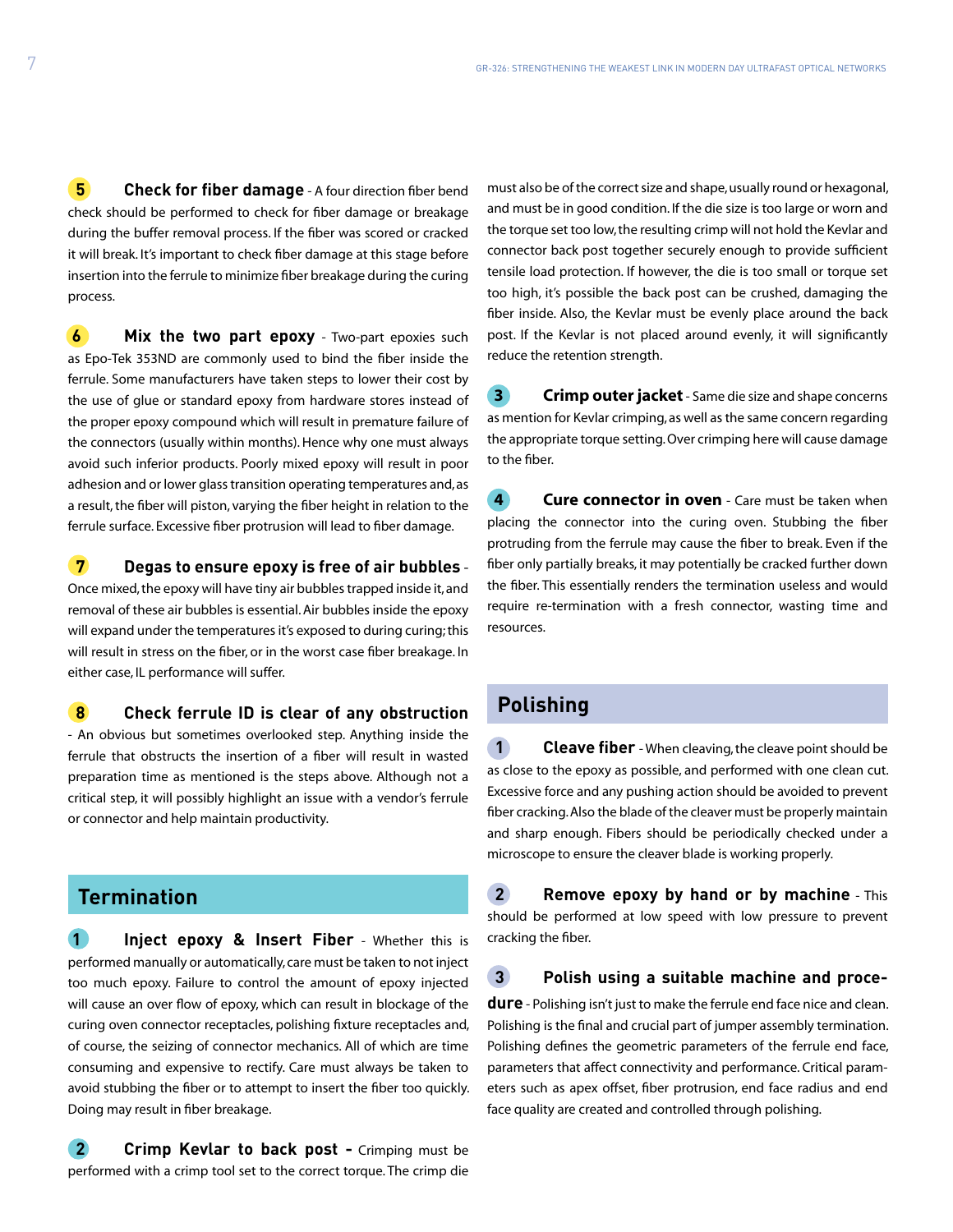**5 Check for fiber damage** - A four direction fiber bend check should be performed to check for fiber damage or breakage during the buffer removal process. If the fiber was scored or cracked it will break. It's important to check fiber damage at this stage before insertion into the ferrule to minimize fiber breakage during the curing process.

**6 Mix the two part epoxy** - Two-part epoxies such as Epo-Tek 353ND are commonly used to bind the fiber inside the ferrule. Some manufacturers have taken steps to lower their cost by the use of glue or standard epoxy from hardware stores instead of the proper epoxy compound which will result in premature failure of the connectors (usually within months). Hence why one must always avoid such inferior products. Poorly mixed epoxy will result in poor adhesion and or lower glass transition operating temperatures and, as a result, the fiber will piston, varying the fiber height in relation to the ferrule surface. Excessive fiber protrusion will lead to fiber damage.

**7 Degas to ensure epoxy is free of air bubbles** - Once mixed, the epoxy will have tiny air bubbles trapped inside it, and removal of these air bubbles is essential. Air bubbles inside the epoxy will expand under the temperatures it's exposed to during curing; this will result in stress on the fiber, or in the worst case fiber breakage. In either case, IL performance will suffer.

**8 Check ferrule ID is clear of any obstruction** - An obvious but sometimes overlooked step. Anything inside the ferrule that obstructs the insertion of a fiber will result in wasted preparation time as mentioned is the steps above. Although not a critical step, it will possibly highlight an issue with a vendor's ferrule or connector and help maintain productivity.

## Termination

**1 Inject epoxy & Insert Fiber** - Whether this is performed manually or automatically, care must be taken to not inject too much epoxy. Failure to control the amount of epoxy injected will cause an over flow of epoxy, which can result in blockage of the curing oven connector receptacles, polishing fixture receptacles and, of course, the seizing of connector mechanics. All of which are time consuming and expensive to rectify. Care must always be taken to avoid stubbing the fiber or to attempt to insert the fiber too quickly. Doing may result in fiber breakage.

**2 Crimp Kevlar to back post** - Crimping must be performed with a crimp tool set to the correct torque. The crimp die must also be of the correct size and shape, usually round or hexagonal, and must be in good condition. If the die size is too large or worn and the torque set too low, the resulting crimp will not hold the Kevlar and connector back post together securely enough to provide sufficient tensile load protection. If however, the die is too small or torque set too high, it's possible the back post can be crushed, damaging the fiber inside. Also, the Kevlar must be evenly place around the back post. If the Kevlar is not placed around evenly, it will significantly reduce the retention strength.

**3 Crimp outer jacket** - Same die size and shape concerns as mention for Kevlar crimping, as well as the same concern regarding the appropriate torque setting. Over crimping here will cause damage to the fiber.

**4 Cure connector in oven** - Care must be taken when placing the connector into the curing oven. Stubbing the fiber protruding from the ferrule may cause the fiber to break. Even if the fiber only partially breaks, it may potentially be cracked further down the fiber. This essentially renders the termination useless and would require re-termination with a fresh connector, wasting time and resources.

## Polishing

**1 Cleave fiber** - When cleaving, the cleave point should be as close to the epoxy as possible, and performed with one clean cut. Excessive force and any pushing action should be avoided to prevent fiber cracking. Also the blade of the cleaver must be properly maintain and sharp enough. Fibers should be periodically checked under a microscope to ensure the cleaver blade is working properly.

**2 Remove epoxy by hand or by machine** - This should be performed at low speed with low pressure to prevent cracking the fiber.

**3 Polish using a suitable machine and procedure** - Polishing isn't just to make the ferrule end face nice and clean. Polishing is the final and crucial part of jumper assembly termination. Polishing defines the geometric parameters of the ferrule end face, parameters that affect connectivity and performance. Critical parameters such as apex offset, fiber protrusion, end face radius and end face quality are created and controlled through polishing.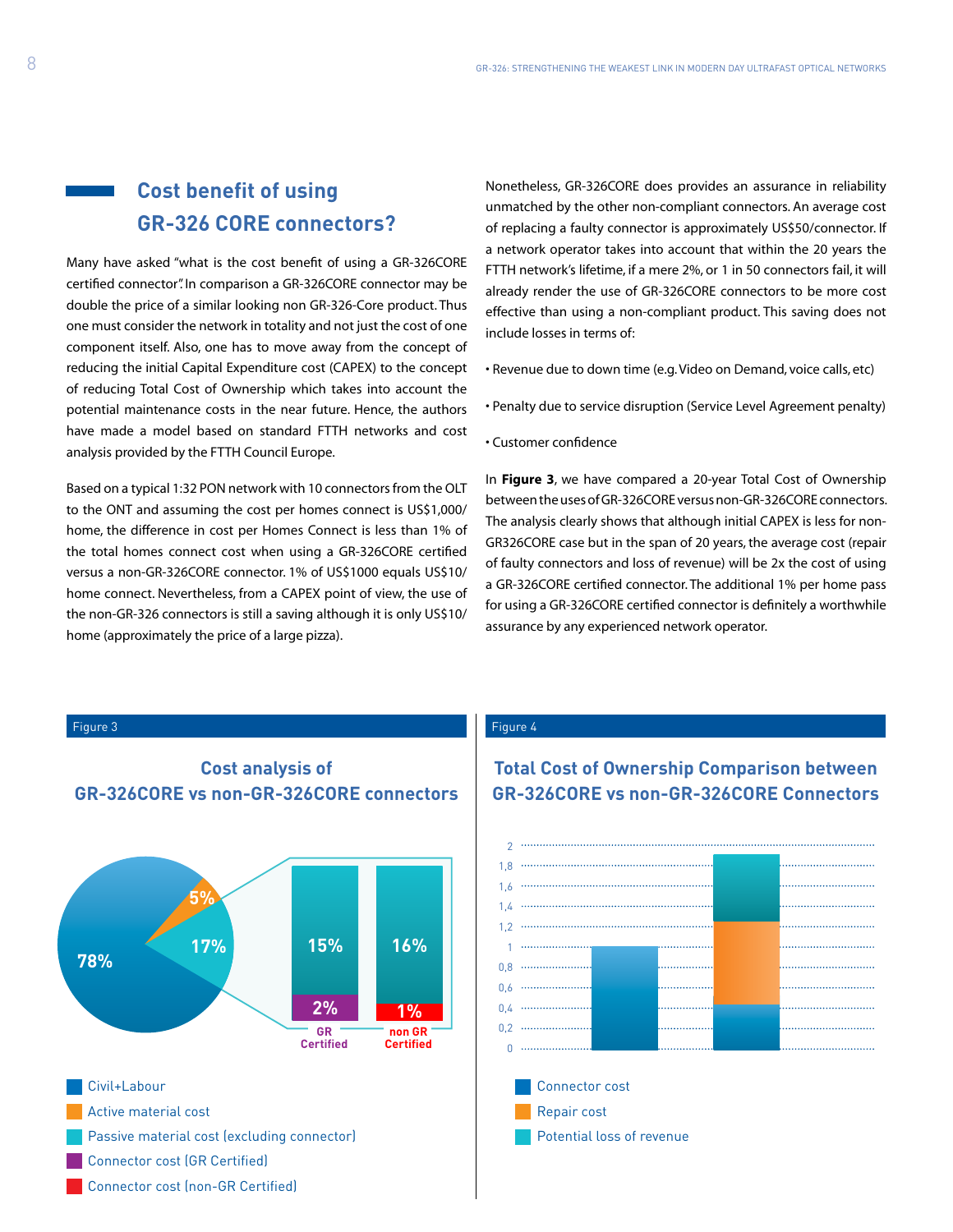## Cost benefit of using GR-326 CORE connectors?

Many have asked "what is the cost benefit of using a GR-326CORE certified connector". In comparison a GR-326CORE connector may be double the price of a similar looking non GR-326-Core product. Thus one must consider the network in totality and not just the cost of one component itself. Also, one has to move away from the concept of reducing the initial Capital Expenditure cost (CAPEX) to the concept of reducing Total Cost of Ownership which takes into account the potential maintenance costs in the near future. Hence, the authors have made a model based on standard FTTH networks and cost analysis provided by the FTTH Council Europe.

Based on a typical 1:32 PON network with 10 connectors from the OLT to the ONT and assuming the cost per homes connect is US$1,000/ home, the difference in cost per Homes Connect is less than 1% of the total homes connect cost when using a GR-326CORE certified versus a non-GR-326CORE connector. 1% of US$1000 equals US$10/ home connect. Nevertheless, from a CAPEX point of view, the use of the non-GR-326 connectors is still a saving although it is only US$10/ home (approximately the price of a large pizza).

Nonetheless, GR-326CORE does provides an assurance in reliability unmatched by the other non-compliant connectors. An average cost of replacing a faulty connector is approximately US$50/connector. If a network operator takes into account that within the 20 years the FTTH network's lifetime, if a mere 2%, or 1 in 50 connectors fail, it will already render the use of GR-326CORE connectors to be more cost effective than using a non-compliant product. This saving does not include losses in terms of:

- Revenue due to down time (e.g. Video on Demand, voice calls, etc)
- Penalty due to service disruption (Service Level Agreement penalty)
- Customer confidence

In **Figure 3**, we have compared a 20-year Total Cost of Ownership between the uses of GR-326CORE versus non-GR-326CORE connectors. The analysis clearly shows that although initial CAPEX is less for non-GR326CORE case but in the span of 20 years, the average cost (repair of faulty connectors and loss of revenue) will be 2x the cost of using a GR-326CORE certified connector. The additional 1% per home pass for using a GR-326CORE certified connector is definitely a worthwhile assurance by any experienced network operator.

Figure 3

**Cost analysis of GR-326CORE vs non-GR-326CORE connectors**

- Civil+Labour: 78%
- Active material cost: 5%
- Passive material cost (excluding connector): 17% (15% GR Certified; 16% non GR Certified)
- Connector cost (GR Certified): 2%
- Connector cost (non-GR Certified): 1%

Figure 4

**Total Cost of Ownership Comparison between GR-326CORE vs non-GR-326CORE Connectors**

Legend: Connector cost; Repair cost; Potential loss of revenue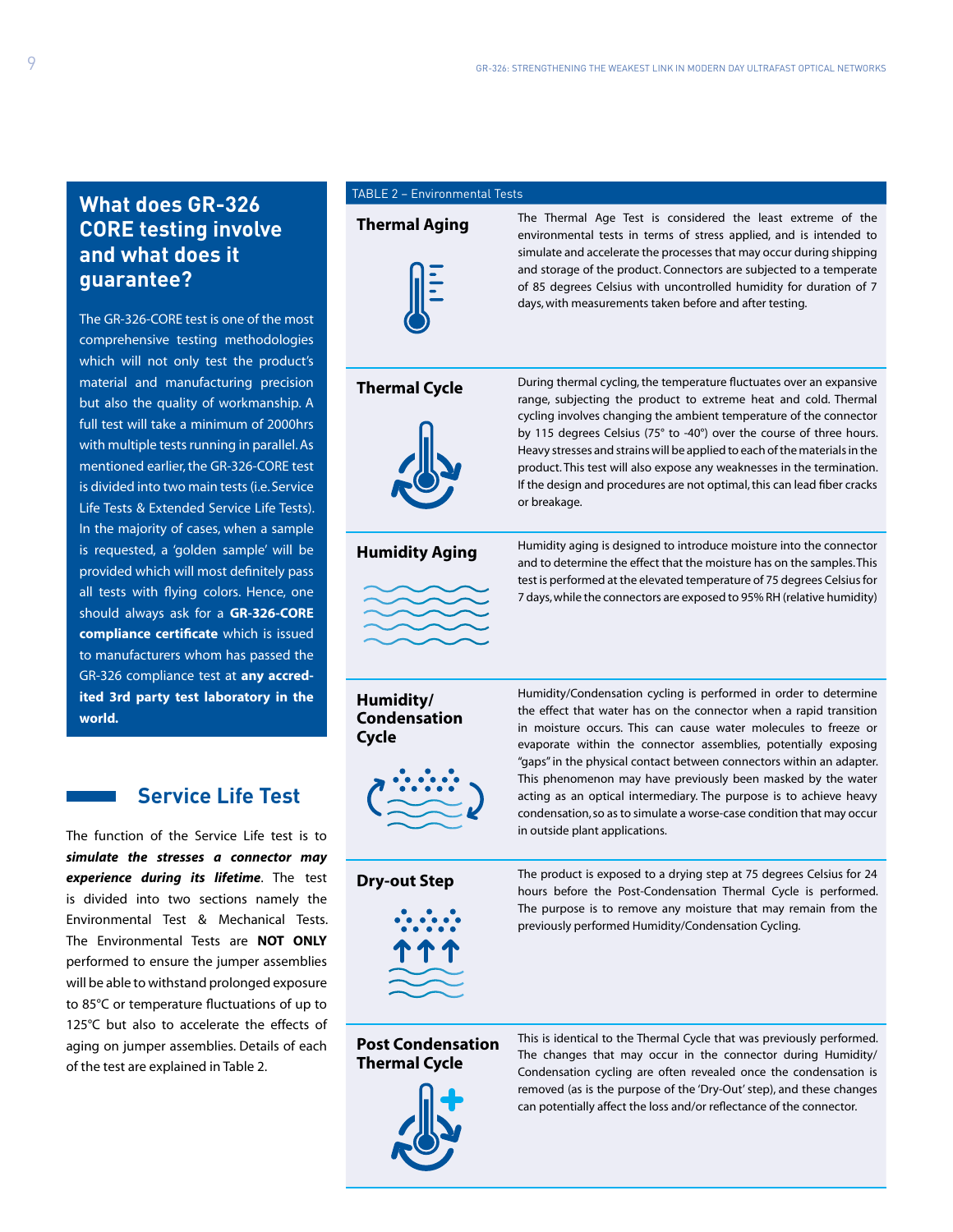## What does GR-326 CORE testing involve and what does it guarantee?

The GR-326-CORE test is one of the most comprehensive testing methodologies which will not only test the product's material and manufacturing precision but also the quality of workmanship. A full test will take a minimum of 2000hrs with multiple tests running in parallel. As mentioned earlier, the GR-326-CORE test is divided into two main tests (i.e. Service Life Tests & Extended Service Life Tests). In the majority of cases, when a sample is requested, a 'golden sample' will be provided which will most definitely pass all tests with flying colors. Hence, one should always ask for a **GR-326-CORE compliance certificate** which is issued to manufacturers whom has passed the GR-326 compliance test at **any accredited 3rd party test laboratory in the world.**

## Service Life Test

The function of the Service Life test is to ***simulate the stresses a connector may experience during its lifetime***. The test is divided into two sections namely the Environmental Test & Mechanical Tests. The Environmental Tests are **NOT ONLY** performed to ensure the jumper assemblies will be able to withstand prolonged exposure to 85°C or temperature fluctuations of up to 125°C but also to accelerate the effects of aging on jumper assemblies. Details of each of the test are explained in Table 2.

TABLE 2 – Environmental Tests

| Test | Description |
|---|---|
| **Thermal Aging** | The Thermal Age Test is considered the least extreme of the environmental tests in terms of stress applied, and is intended to simulate and accelerate the processes that may occur during shipping and storage of the product. Connectors are subjected to a temperate of 85 degrees Celsius with uncontrolled humidity for duration of 7 days, with measurements taken before and after testing. |
| **Thermal Cycle** | During thermal cycling, the temperature fluctuates over an expansive range, subjecting the product to extreme heat and cold. Thermal cycling involves changing the ambient temperature of the connector by 115 degrees Celsius (75° to -40°) over the course of three hours. Heavy stresses and strains will be applied to each of the materials in the product. This test will also expose any weaknesses in the termination. If the design and procedures are not optimal, this can lead fiber cracks or breakage. |
| **Humidity Aging** | Humidity aging is designed to introduce moisture into the connector and to determine the effect that the moisture has on the samples. This test is performed at the elevated temperature of 75 degrees Celsius for 7 days, while the connectors are exposed to 95% RH (relative humidity) |
| **Humidity/ Condensation Cycle** | Humidity/Condensation cycling is performed in order to determine the effect that water has on the connector when a rapid transition in moisture occurs. This can cause water molecules to freeze or evaporate within the connector assemblies, potentially exposing "gaps" in the physical contact between connectors within an adapter. This phenomenon may have previously been masked by the water acting as an optical intermediary. The purpose is to achieve heavy condensation, so as to simulate a worse-case condition that may occur in outside plant applications. |
| **Dry-out Step** | The product is exposed to a drying step at 75 degrees Celsius for 24 hours before the Post-Condensation Thermal Cycle is performed. The purpose is to remove any moisture that may remain from the previously performed Humidity/Condensation Cycling. |
| **Post Condensation Thermal Cycle** | This is identical to the Thermal Cycle that was previously performed. The changes that may occur in the connector during Humidity/ Condensation cycling are often revealed once the condensation is removed (as is the purpose of the 'Dry-Out' step), and these changes can potentially affect the loss and/or reflectance of the connector. |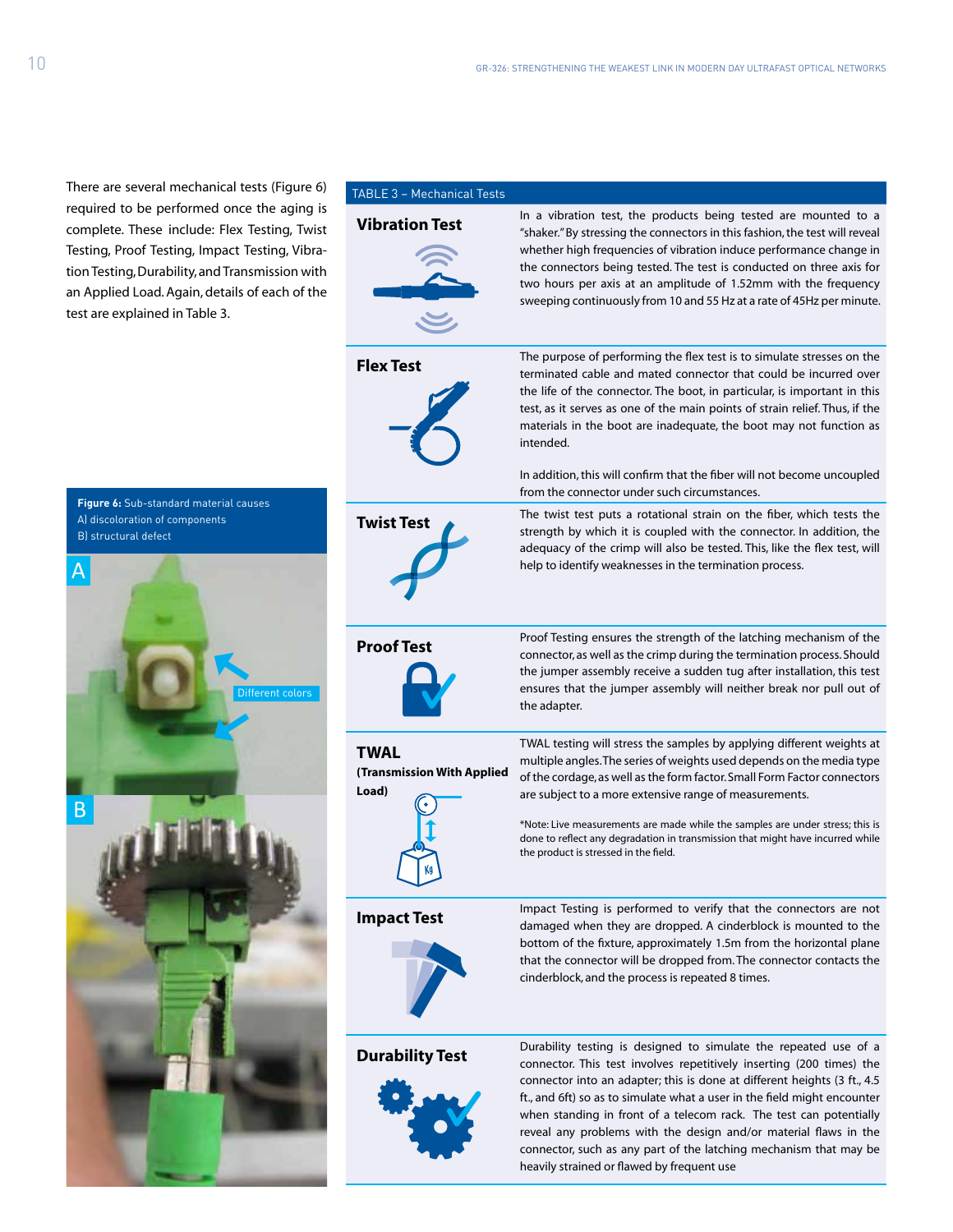There are several mechanical tests (Figure 6) required to be performed once the aging is complete. These include: Flex Testing, Twist Testing, Proof Testing, Impact Testing, Vibration Testing, Durability, and Transmission with an Applied Load. Again, details of each of the test are explained in Table 3.

**Figure 6:** Sub-standard material causes
A) discoloration of components
B) structural defect

TABLE 3 – Mechanical Tests

| Test | Description |
|---|---|
| **Vibration Test** | In a vibration test, the products being tested are mounted to a "shaker." By stressing the connectors in this fashion, the test will reveal whether high frequencies of vibration induce performance change in the connectors being tested. The test is conducted on three axis for two hours per axis at an amplitude of 1.52mm with the frequency sweeping continuously from 10 and 55 Hz at a rate of 45Hz per minute. |
| **Flex Test** | The purpose of performing the flex test is to simulate stresses on the terminated cable and mated connector that could be incurred over the life of the connector. The boot, in particular, is important in this test, as it serves as one of the main points of strain relief. Thus, if the materials in the boot are inadequate, the boot may not function as intended.<br><br>In addition, this will confirm that the fiber will not become uncoupled from the connector under such circumstances. |
| **Twist Test** | The twist test puts a rotational strain on the fiber, which tests the strength by which it is coupled with the connector. In addition, the adequacy of the crimp will also be tested. This, like the flex test, will help to identify weaknesses in the termination process. |
| **Proof Test** | Proof Testing ensures the strength of the latching mechanism of the connector, as well as the crimp during the termination process. Should the jumper assembly receive a sudden tug after installation, this test ensures that the jumper assembly will neither break nor pull out of the adapter. |
| **TWAL** **(Transmission With Applied Load)** | TWAL testing will stress the samples by applying different weights at multiple angles. The series of weights used depends on the media type of the cordage, as well as the form factor. Small Form Factor connectors are subject to a more extensive range of measurements.<br><br>*Note: Live measurements are made while the samples are under stress; this is done to reflect any degradation in transmission that might have incurred while the product is stressed in the field. |
| **Impact Test** | Impact Testing is performed to verify that the connectors are not damaged when they are dropped. A cinderblock is mounted to the bottom of the fixture, approximately 1.5m from the horizontal plane that the connector will be dropped from. The connector contacts the cinderblock, and the process is repeated 8 times. |
| **Durability Test** | Durability testing is designed to simulate the repeated use of a connector. This test involves repetitively inserting (200 times) the connector into an adapter; this is done at different heights (3 ft., 4.5 ft., and 6ft) so as to simulate what a user in the field might encounter when standing in front of a telecom rack. The test can potentially reveal any problems with the design and/or material flaws in the connector, such as any part of the latching mechanism that may be heavily strained or flawed by frequent use |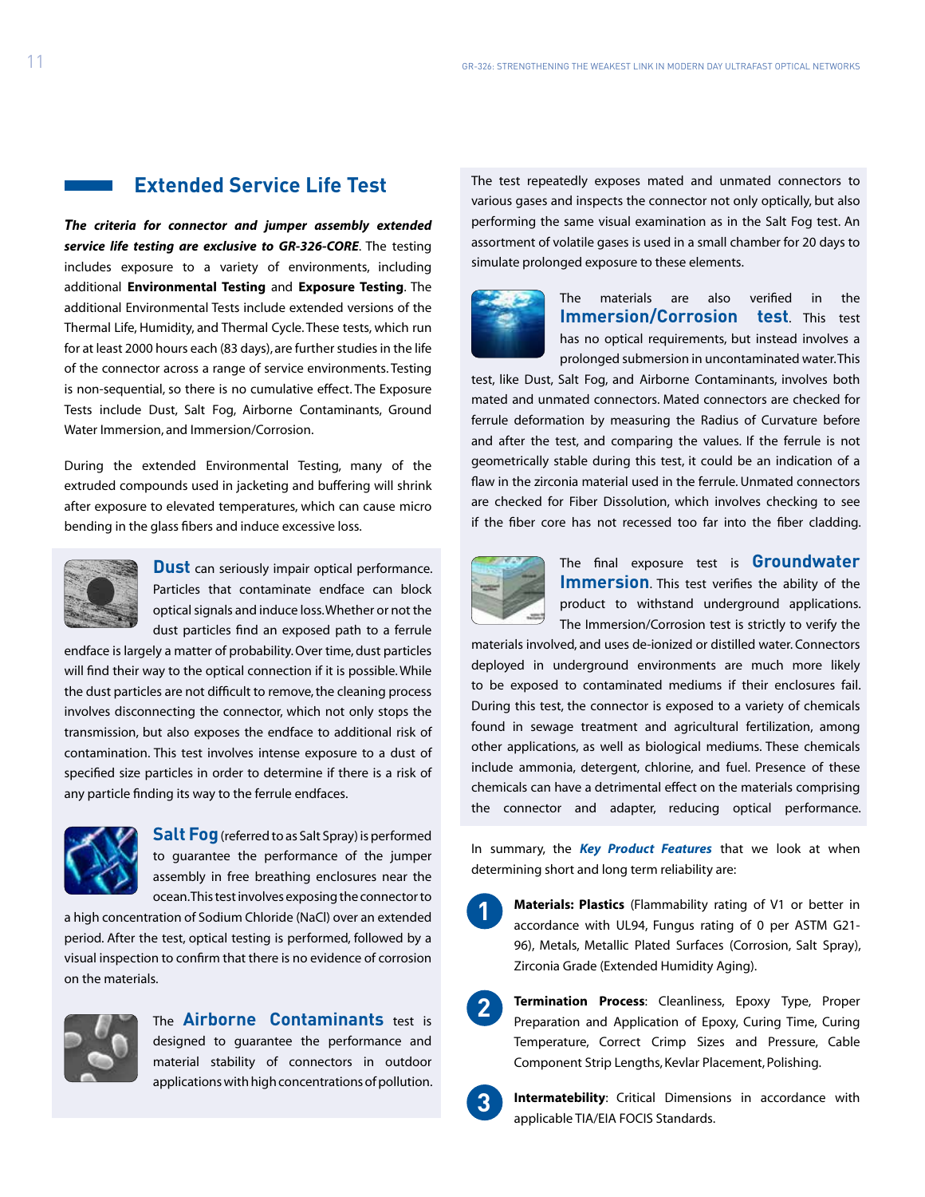## Extended Service Life Test

***The criteria for connector and jumper assembly extended service life testing are exclusive to GR-326-CORE***. The testing includes exposure to a variety of environments, including additional **Environmental Testing** and **Exposure Testing**. The additional Environmental Tests include extended versions of the Thermal Life, Humidity, and Thermal Cycle. These tests, which run for at least 2000 hours each (83 days), are further studies in the life of the connector across a range of service environments. Testing is non-sequential, so there is no cumulative effect. The Exposure Tests include Dust, Salt Fog, Airborne Contaminants, Ground Water Immersion, and Immersion/Corrosion.

During the extended Environmental Testing, many of the extruded compounds used in jacketing and buffering will shrink after exposure to elevated temperatures, which can cause micro bending in the glass fibers and induce excessive loss.

**Dust** can seriously impair optical performance. Particles that contaminate endface can block optical signals and induce loss. Whether or not the dust particles find an exposed path to a ferrule endface is largely a matter of probability. Over time, dust particles will find their way to the optical connection if it is possible. While the dust particles are not difficult to remove, the cleaning process involves disconnecting the connector, which not only stops the transmission, but also exposes the endface to additional risk of contamination. This test involves intense exposure to a dust of specified size particles in order to determine if there is a risk of any particle finding its way to the ferrule endfaces.

**Salt Fog** (referred to as Salt Spray) is performed to guarantee the performance of the jumper assembly in free breathing enclosures near the ocean. This test involves exposing the connector to a high concentration of Sodium Chloride (NaCl) over an extended period. After the test, optical testing is performed, followed by a visual inspection to confirm that there is no evidence of corrosion on the materials.

The **Airborne Contaminants** test is designed to guarantee the performance and material stability of connectors in outdoor applications with high concentrations of pollution. The test repeatedly exposes mated and unmated connectors to various gases and inspects the connector not only optically, but also performing the same visual examination as in the Salt Fog test. An assortment of volatile gases is used in a small chamber for 20 days to simulate prolonged exposure to these elements.

The materials are also verified in the **Immersion/Corrosion test**. This test has no optical requirements, but instead involves a prolonged submersion in uncontaminated water. This test, like Dust, Salt Fog, and Airborne Contaminants, involves both mated and unmated connectors. Mated connectors are checked for ferrule deformation by measuring the Radius of Curvature before and after the test, and comparing the values. If the ferrule is not geometrically stable during this test, it could be an indication of a flaw in the zirconia material used in the ferrule. Unmated connectors are checked for Fiber Dissolution, which involves checking to see if the fiber core has not recessed too far into the fiber cladding.

The final exposure test is **Groundwater Immersion**. This test verifies the ability of the product to withstand underground applications. The Immersion/Corrosion test is strictly to verify the materials involved, and uses de-ionized or distilled water. Connectors deployed in underground environments are much more likely to be exposed to contaminated mediums if their enclosures fail. During this test, the connector is exposed to a variety of chemicals found in sewage treatment and agricultural fertilization, among other applications, as well as biological mediums. These chemicals include ammonia, detergent, chlorine, and fuel. Presence of these chemicals can have a detrimental effect on the materials comprising the connector and adapter, reducing optical performance.

In summary, the ***Key Product Features*** that we look at when determining short and long term reliability are:

1. **Materials: Plastics** (Flammability rating of V1 or better in accordance with UL94, Fungus rating of 0 per ASTM G21-96), Metals, Metallic Plated Surfaces (Corrosion, Salt Spray), Zirconia Grade (Extended Humidity Aging).
2. **Termination Process**: Cleanliness, Epoxy Type, Proper Preparation and Application of Epoxy, Curing Time, Curing Temperature, Correct Crimp Sizes and Pressure, Cable Component Strip Lengths, Kevlar Placement, Polishing.
3. **Intermatebility**: Critical Dimensions in accordance with applicable TIA/EIA FOCIS Standards.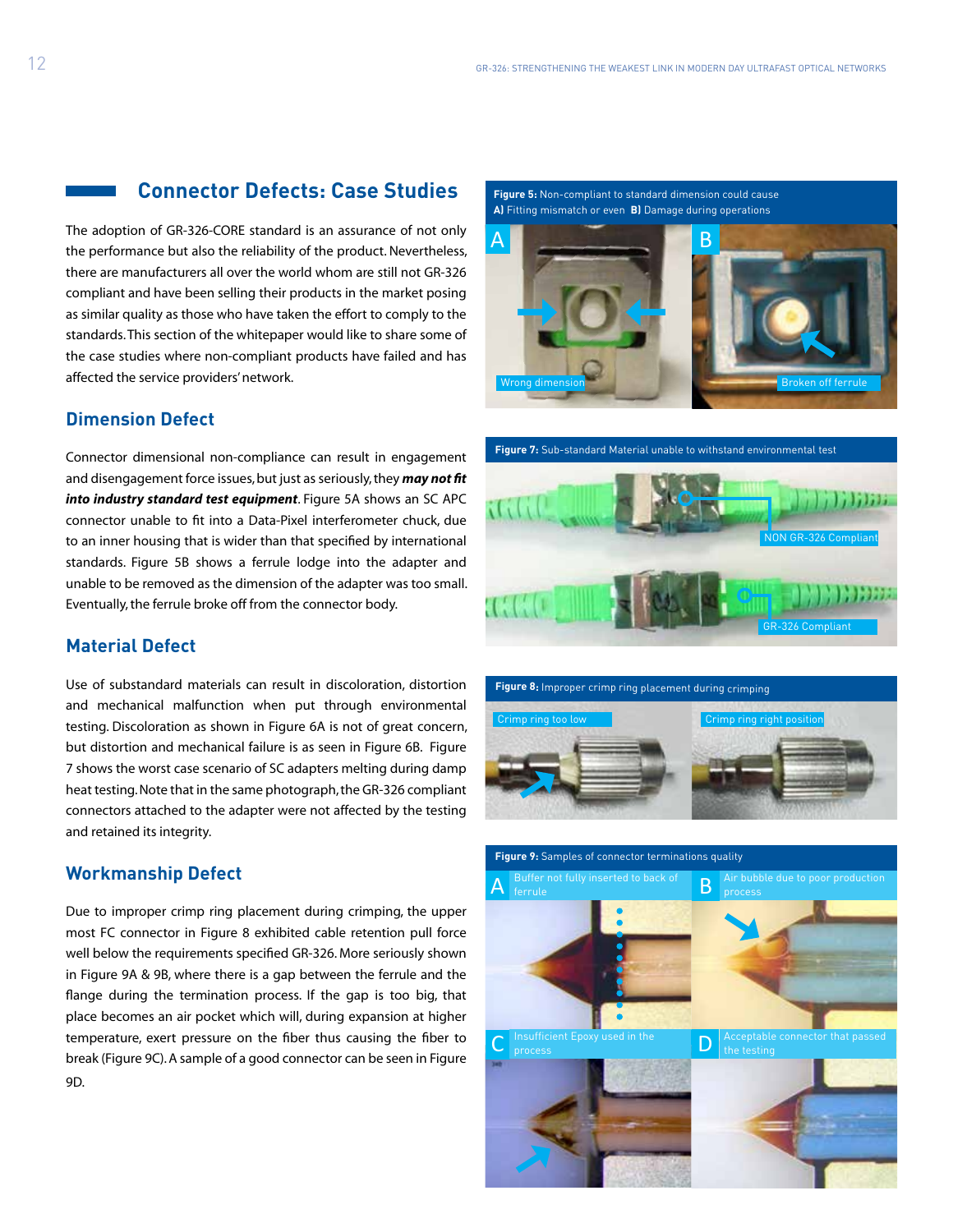## Connector Defects: Case Studies

The adoption of GR-326-CORE standard is an assurance of not only the performance but also the reliability of the product. Nevertheless, there are manufacturers all over the world whom are still not GR-326 compliant and have been selling their products in the market posing as similar quality as those who have taken the effort to comply to the standards. This section of the whitepaper would like to share some of the case studies where non-compliant products have failed and has affected the service providers' network.

### Dimension Defect

Connector dimensional non-compliance can result in engagement and disengagement force issues, but just as seriously, they ***may not fit into industry standard test equipment***. Figure 5A shows an SC APC connector unable to fit into a Data-Pixel interferometer chuck, due to an inner housing that is wider than that specified by international standards. Figure 5B shows a ferrule lodge into the adapter and unable to be removed as the dimension of the adapter was too small. Eventually, the ferrule broke off from the connector body.

### Material Defect

Use of substandard materials can result in discoloration, distortion and mechanical malfunction when put through environmental testing. Discoloration as shown in Figure 6A is not of great concern, but distortion and mechanical failure is as seen in Figure 6B. Figure 7 shows the worst case scenario of SC adapters melting during damp heat testing. Note that in the same photograph, the GR-326 compliant connectors attached to the adapter were not affected by the testing and retained its integrity.

### Workmanship Defect

Due to improper crimp ring placement during crimping, the upper most FC connector in Figure 8 exhibited cable retention pull force well below the requirements specified GR-326. More seriously shown in Figure 9A & 9B, where there is a gap between the ferrule and the flange during the termination process. If the gap is too big, that place becomes an air pocket which will, during expansion at higher temperature, exert pressure on the fiber thus causing the fiber to break (Figure 9C). A sample of a good connector can be seen in Figure 9D.

**Figure 5:** Non-compliant to standard dimension could cause **A)** Fitting mismatch or even **B)** Damage during operations

A: Wrong dimension
B: Broken off ferrule

**Figure 7:** Sub-standard Material unable to withstand environmental test

NON GR-326 Compliant
GR-326 Compliant

**Figure 8:** Improper crimp ring placement during crimping

Crimp ring too low
Crimp ring right position

**Figure 9:** Samples of connector terminations quality

A: Buffer not fully inserted to back of ferrule
B: Air bubble due to poor production process
C: Insufficient Epoxy used in the process
D: Acceptable connector that passed the testing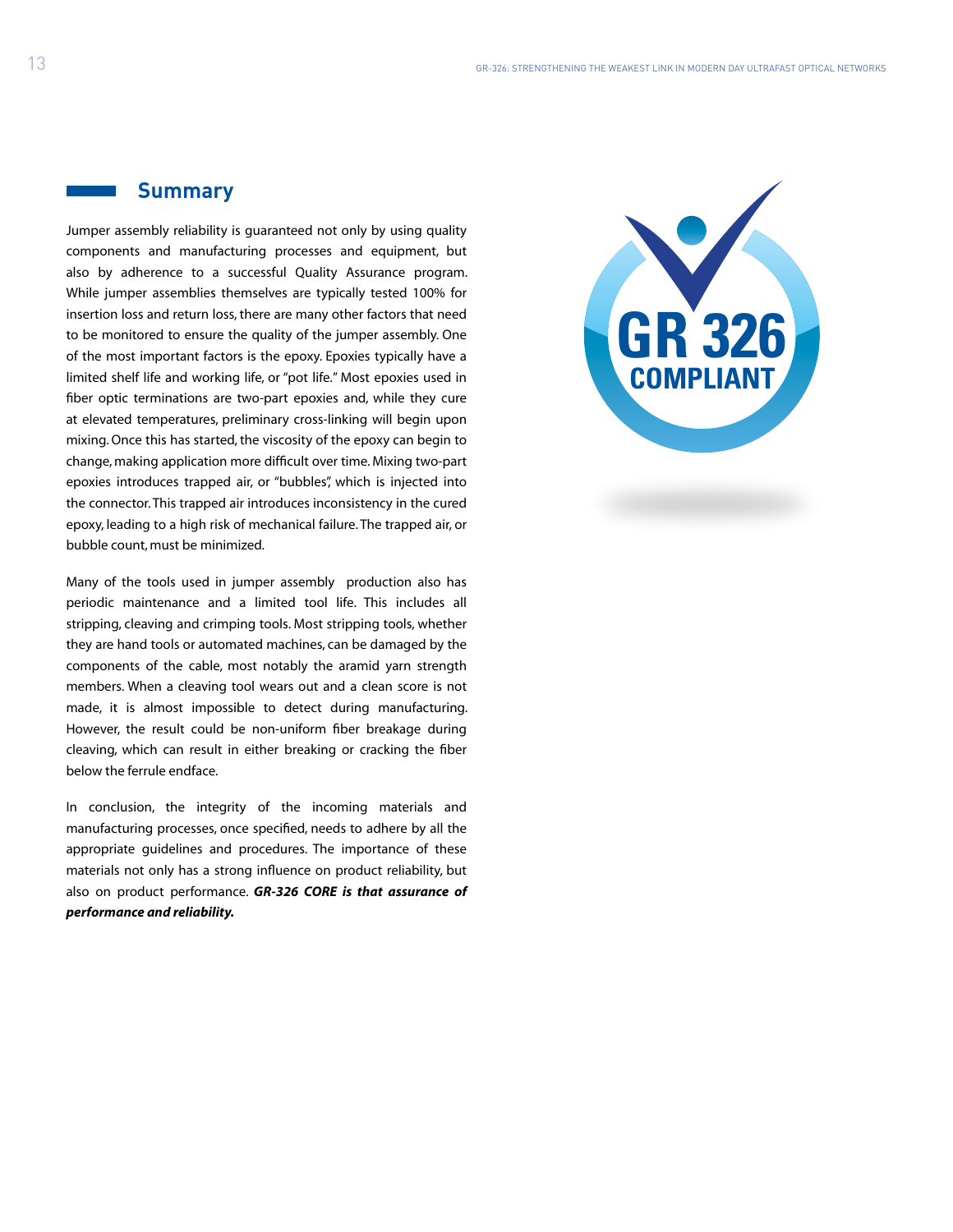## Summary

Jumper assembly reliability is guaranteed not only by using quality components and manufacturing processes and equipment, but also by adherence to a successful Quality Assurance program. While jumper assemblies themselves are typically tested 100% for insertion loss and return loss, there are many other factors that need to be monitored to ensure the quality of the jumper assembly. One of the most important factors is the epoxy. Epoxies typically have a limited shelf life and working life, or "pot life." Most epoxies used in fiber optic terminations are two-part epoxies and, while they cure at elevated temperatures, preliminary cross-linking will begin upon mixing. Once this has started, the viscosity of the epoxy can begin to change, making application more difficult over time. Mixing two-part epoxies introduces trapped air, or "bubbles", which is injected into the connector. This trapped air introduces inconsistency in the cured epoxy, leading to a high risk of mechanical failure. The trapped air, or bubble count, must be minimized.

Many of the tools used in jumper assembly production also has periodic maintenance and a limited tool life. This includes all stripping, cleaving and crimping tools. Most stripping tools, whether they are hand tools or automated machines, can be damaged by the components of the cable, most notably the aramid yarn strength members. When a cleaving tool wears out and a clean score is not made, it is almost impossible to detect during manufacturing. However, the result could be non-uniform fiber breakage during cleaving, which can result in either breaking or cracking the fiber below the ferrule endface.

In conclusion, the integrity of the incoming materials and manufacturing processes, once specified, needs to adhere by all the appropriate guidelines and procedures. The importance of these materials not only has a strong influence on product reliability, but also on product performance. ***GR-326 CORE is that assurance of performance and reliability.***

GR 326 COMPLIANT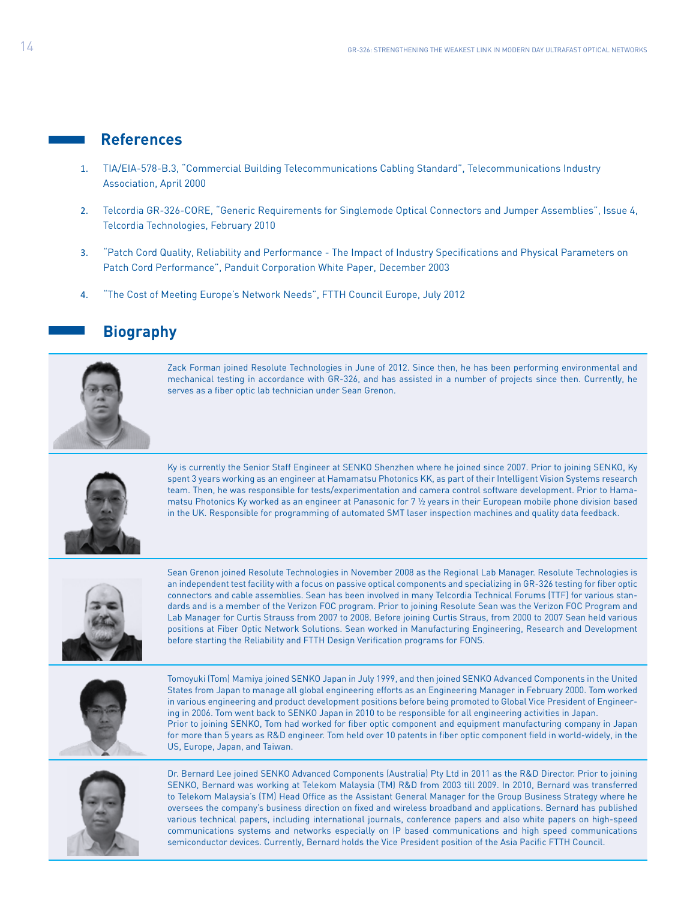## References

1. TIA/EIA-578-B.3, "Commercial Building Telecommunications Cabling Standard", Telecommunications Industry Association, April 2000
2. Telcordia GR-326-CORE, "Generic Requirements for Singlemode Optical Connectors and Jumper Assemblies", Issue 4, Telcordia Technologies, February 2010
3. "Patch Cord Quality, Reliability and Performance - The Impact of Industry Specifications and Physical Parameters on Patch Cord Performance", Panduit Corporation White Paper, December 2003
4. "The Cost of Meeting Europe's Network Needs", FTTH Council Europe, July 2012

## Biography

Zack Forman joined Resolute Technologies in June of 2012. Since then, he has been performing environmental and mechanical testing in accordance with GR-326, and has assisted in a number of projects since then. Currently, he serves as a fiber optic lab technician under Sean Grenon.

Ky is currently the Senior Staff Engineer at SENKO Shenzhen where he joined since 2007. Prior to joining SENKO, Ky spent 3 years working as an engineer at Hamamatsu Photonics KK, as part of their Intelligent Vision Systems research team. Then, he was responsible for tests/experimentation and camera control software development. Prior to Hamamatsu Photonics Ky worked as an engineer at Panasonic for 7 ½ years in their European mobile phone division based in the UK. Responsible for programming of automated SMT laser inspection machines and quality data feedback.

Sean Grenon joined Resolute Technologies in November 2008 as the Regional Lab Manager. Resolute Technologies is an independent test facility with a focus on passive optical components and specializing in GR-326 testing for fiber optic connectors and cable assemblies. Sean has been involved in many Telcordia Technical Forums (TTF) for various standards and is a member of the Verizon FOC program. Prior to joining Resolute Sean was the Verizon FOC Program and Lab Manager for Curtis Strauss from 2007 to 2008. Before joining Curtis Straus, from 2000 to 2007 Sean held various positions at Fiber Optic Network Solutions. Sean worked in Manufacturing Engineering, Research and Development before starting the Reliability and FTTH Design Verification programs for FONS.

Tomoyuki (Tom) Mamiya joined SENKO Japan in July 1999, and then joined SENKO Advanced Components in the United States from Japan to manage all global engineering efforts as an Engineering Manager in February 2000. Tom worked in various engineering and product development positions before being promoted to Global Vice President of Engineering in 2006. Tom went back to SENKO Japan in 2010 to be responsible for all engineering activities in Japan.
Prior to joining SENKO, Tom had worked for fiber optic component and equipment manufacturing company in Japan for more than 5 years as R&D engineer. Tom held over 10 patents in fiber optic component field in world-widely, in the US, Europe, Japan, and Taiwan.

Dr. Bernard Lee joined SENKO Advanced Components (Australia) Pty Ltd in 2011 as the R&D Director. Prior to joining SENKO, Bernard was working at Telekom Malaysia (TM) R&D from 2003 till 2009. In 2010, Bernard was transferred to Telekom Malaysia's (TM) Head Office as the Assistant General Manager for the Group Business Strategy where he oversees the company's business direction on fixed and wireless broadband and applications. Bernard has published various technical papers, including international journals, conference papers and also white papers on high-speed communications systems and networks especially on IP based communications and high speed communications semiconductor devices. Currently, Bernard holds the Vice President position of the Asia Pacific FTTH Council.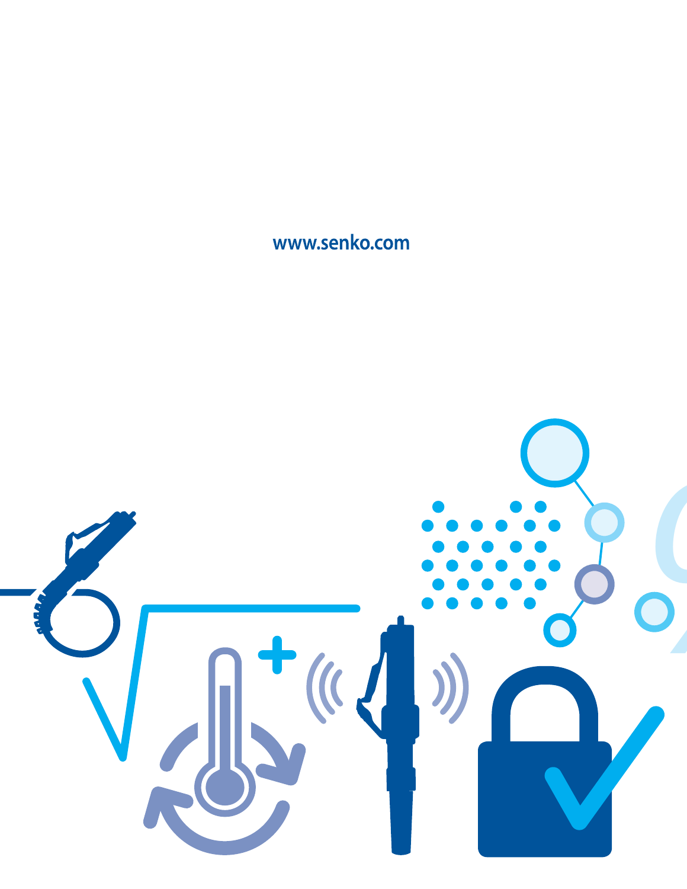www.senko.com